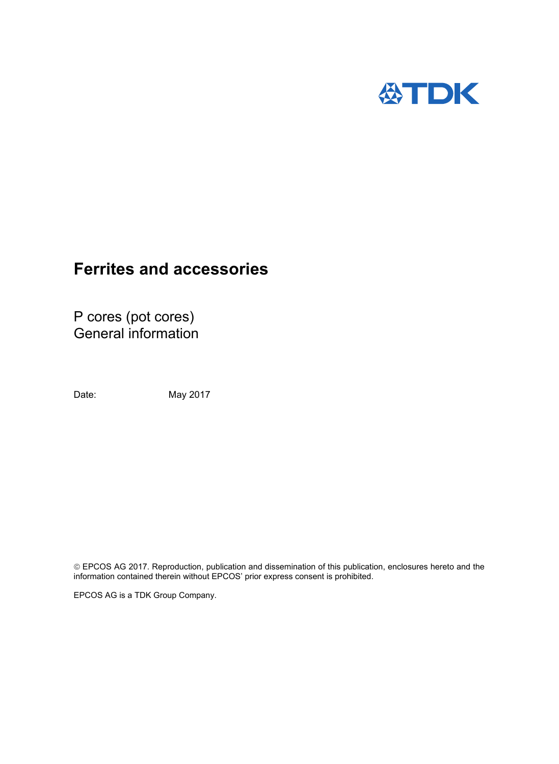# Ferrites and accessories

P cores (pot cores)
General information

Date: May 2017

© EPCOS AG 2017. Reproduction, publication and dissemination of this publication, enclosures hereto and the information contained therein without EPCOS' prior express consent is prohibited.

EPCOS AG is a TDK Group Company.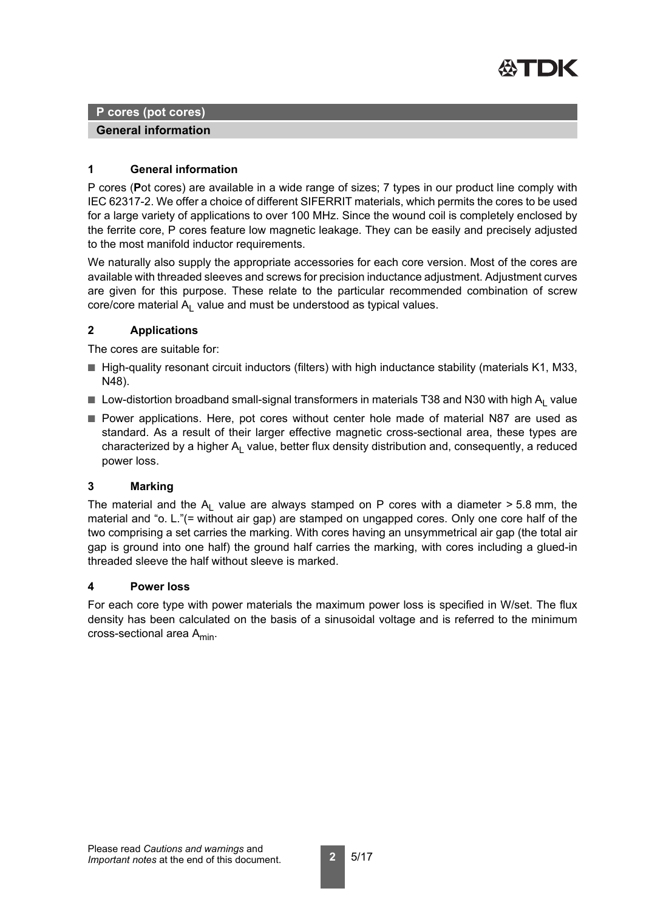## P cores (pot cores)

### General information

### 1 General information

P cores (**P**ot cores) are available in a wide range of sizes; 7 types in our product line comply with IEC 62317-2. We offer a choice of different SIFERRIT materials, which permits the cores to be used for a large variety of applications to over 100 MHz. Since the wound coil is completely enclosed by the ferrite core, P cores feature low magnetic leakage. They can be easily and precisely adjusted to the most manifold inductor requirements.

We naturally also supply the appropriate accessories for each core version. Most of the cores are available with threaded sleeves and screws for precision inductance adjustment. Adjustment curves are given for this purpose. These relate to the particular recommended combination of screw core/core material $A_L$ value and must be understood as typical values.

### 2 Applications

The cores are suitable for:

- High-quality resonant circuit inductors (filters) with high inductance stability (materials K1, M33, N48).
- Low-distortion broadband small-signal transformers in materials T38 and N30 with high $A_L$ value
- Power applications. Here, pot cores without center hole made of material N87 are used as standard. As a result of their larger effective magnetic cross-sectional area, these types are characterized by a higher $A_L$ value, better flux density distribution and, consequently, a reduced power loss.

### 3 Marking

The material and the $A_L$ value are always stamped on P cores with a diameter > 5.8 mm, the material and "o. L."(= without air gap) are stamped on ungapped cores. Only one core half of the two comprising a set carries the marking. With cores having an unsymmetrical air gap (the total air gap is ground into one half) the ground half carries the marking, with cores including a glued-in threaded sleeve the half without sleeve is marked.

### 4 Power loss

For each core type with power materials the maximum power loss is specified in W/set. The flux density has been calculated on the basis of a sinusoidal voltage and is referred to the minimum cross-sectional area $A_{min}$.

Please read *Cautions and warnings* and *Important notes* at the end of this document.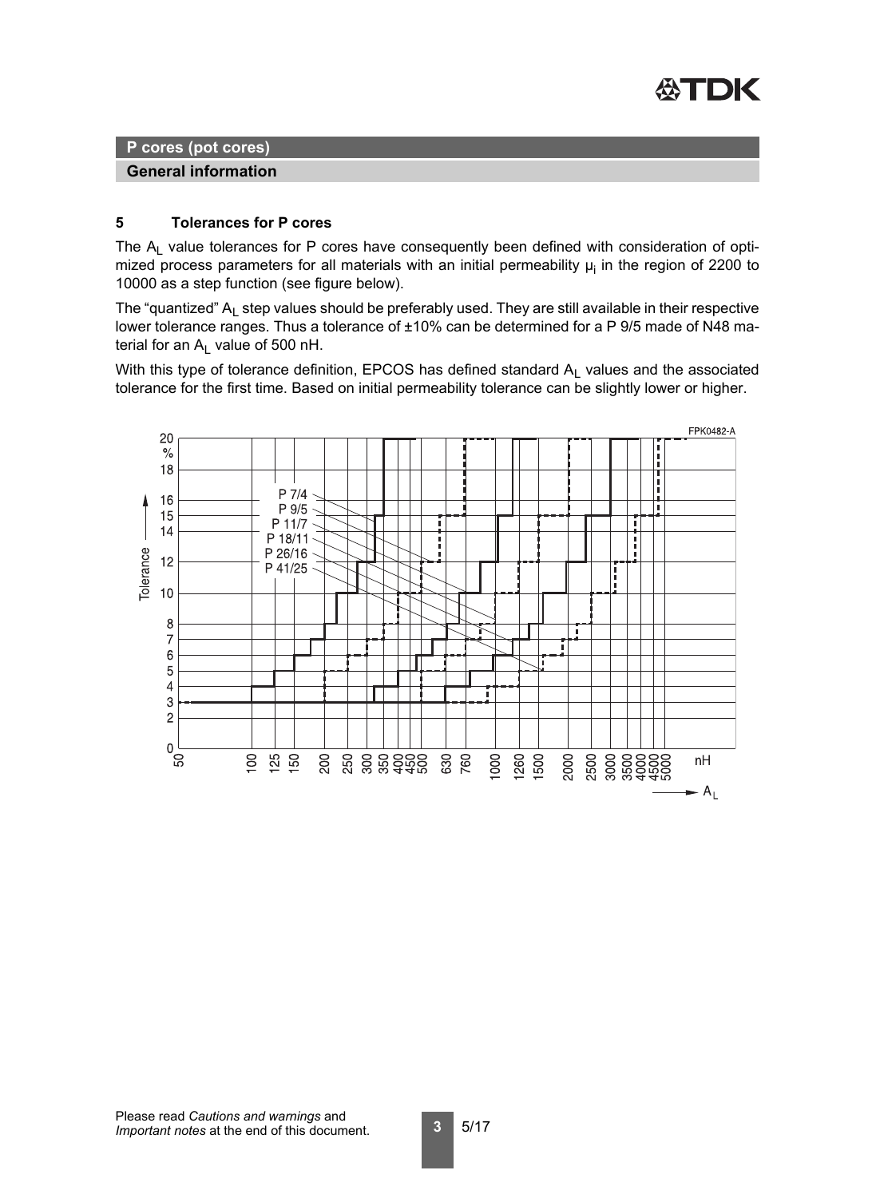## P cores (pot cores)

### General information

### 5 Tolerances for P cores

The $A_L$ value tolerances for P cores have consequently been defined with consideration of optimized process parameters for all materials with an initial permeability $\mu_i$ in the region of 2200 to 10000 as a step function (see figure below).

The "quantized" $A_L$ step values should be preferably used. They are still available in their respective lower tolerance ranges. Thus a tolerance of ±10% can be determined for a P 9/5 made of N48 material for an $A_L$ value of 500 nH.

With this type of tolerance definition, EPCOS has defined standard $A_L$ values and the associated tolerance for the first time. Based on initial permeability tolerance can be slightly lower or higher.

FPK0482-A

Tolerance

%

20 18 16 15 14 12 10 8 7 6 5 4 3 2 0

P 7/4
P 9/5
P 11/7
P 18/11
P 26/16
P 41/25

50 100 125 150 200 250 300 350 400 450 500 630 760 1000 1260 1500 2000 2500 3000 3500 4000 4500 5000 nH

$A_L$